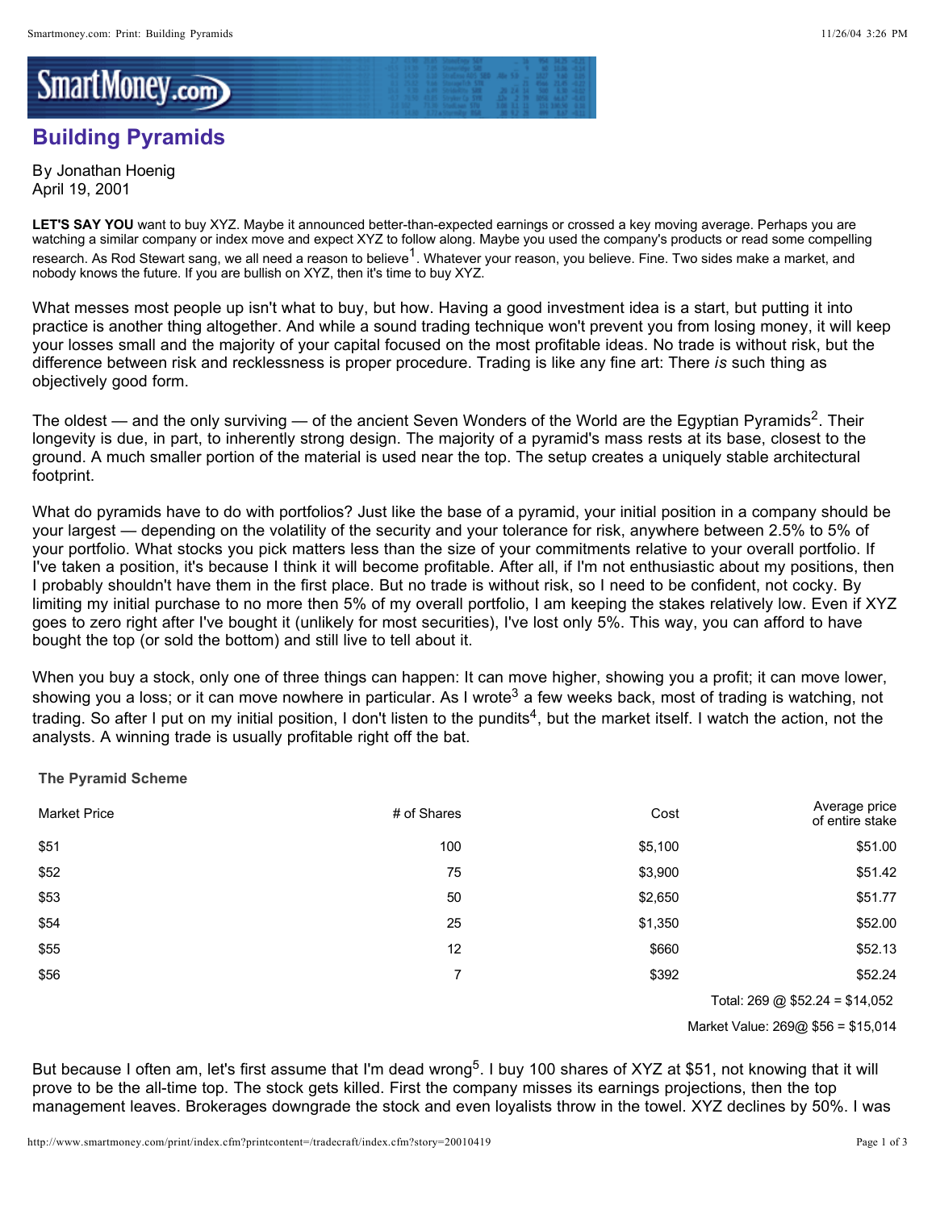# Building Pyramids

By Jonathan Hoenig
April 19, 2001

**LET'S SAY YOU** want to buy XYZ. Maybe it announced better-than-expected earnings or crossed a key moving average. Perhaps you are watching a similar company or index move and expect XYZ to follow along. Maybe you used the company's products or read some compelling research. As Rod Stewart sang, we all need a reason to believe[1]. Whatever your reason, you believe. Fine. Two sides make a market, and nobody knows the future. If you are bullish on XYZ, then it's time to buy XYZ.

What messes most people up isn't what to buy, but how. Having a good investment idea is a start, but putting it into practice is another thing altogether. And while a sound trading technique won't prevent you from losing money, it will keep your losses small and the majority of your capital focused on the most profitable ideas. No trade is without risk, but the difference between risk and recklessness is proper procedure. Trading is like any fine art: There *is* such thing as objectively good form.

The oldest — and the only surviving — of the ancient Seven Wonders of the World are the Egyptian Pyramids[2]. Their longevity is due, in part, to inherently strong design. The majority of a pyramid's mass rests at its base, closest to the ground. A much smaller portion of the material is used near the top. The setup creates a uniquely stable architectural footprint.

What do pyramids have to do with portfolios? Just like the base of a pyramid, your initial position in a company should be your largest — depending on the volatility of the security and your tolerance for risk, anywhere between 2.5% to 5% of your portfolio. What stocks you pick matters less than the size of your commitments relative to your overall portfolio. If I've taken a position, it's because I think it will become profitable. After all, if I'm not enthusiastic about my positions, then I probably shouldn't have them in the first place. But no trade is without risk, so I need to be confident, not cocky. By limiting my initial purchase to no more then 5% of my overall portfolio, I am keeping the stakes relatively low. Even if XYZ goes to zero right after I've bought it (unlikely for most securities), I've lost only 5%. This way, you can afford to have bought the top (or sold the bottom) and still live to tell about it.

When you buy a stock, only one of three things can happen: It can move higher, showing you a profit; it can move lower, showing you a loss; or it can move nowhere in particular. As I wrote[3] a few weeks back, most of trading is watching, not trading. So after I put on my initial position, I don't listen to the pundits[4], but the market itself. I watch the action, not the analysts. A winning trade is usually profitable right off the bat.

**The Pyramid Scheme**

| Market Price | # of Shares | Cost | Average price of entire stake |
|---|---|---|---|
| $51 | 100 | $5,100 | $51.00 |
| $52 | 75 | $3,900 | $51.42 |
| $53 | 50 | $2,650 | $51.77 |
| $54 | 25 | $1,350 | $52.00 |
| $55 | 12 | $660 | $52.13 |
| $56 | 7 | $392 | $52.24 |
| | | | Total: 269 @ $52.24 = $14,052 |
| | | | Market Value: 269@ $56 = $15,014 |

But because I often am, let's first assume that I'm dead wrong[5]. I buy 100 shares of XYZ at $51, not knowing that it will prove to be the all-time top. The stock gets killed. First the company misses its earnings projections, then the top management leaves. Brokerages downgrade the stock and even loyalists throw in the towel. XYZ declines by 50%. I was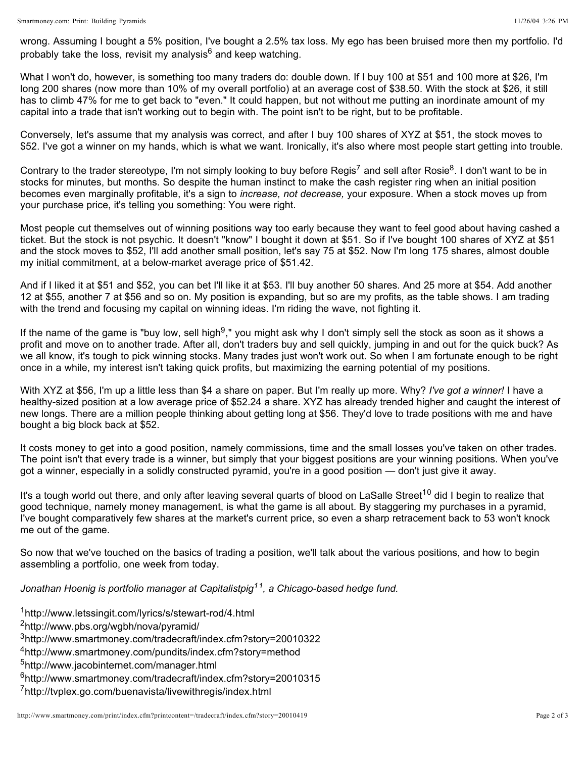wrong. Assuming I bought a 5% position, I've bought a 2.5% tax loss. My ego has been bruised more then my portfolio. I'd probably take the loss, revisit my analysis[6] and keep watching.

What I won't do, however, is something too many traders do: double down. If I buy 100 at $51 and 100 more at $26, I'm long 200 shares (now more than 10% of my overall portfolio) at an average cost of $38.50. With the stock at $26, it still has to climb 47% for me to get back to "even." It could happen, but not without me putting an inordinate amount of my capital into a trade that isn't working out to begin with. The point isn't to be right, but to be profitable.

Conversely, let's assume that my analysis was correct, and after I buy 100 shares of XYZ at $51, the stock moves to $52. I've got a winner on my hands, which is what we want. Ironically, it's also where most people start getting into trouble.

Contrary to the trader stereotype, I'm not simply looking to buy before Regis[7] and sell after Rosie[8]. I don't want to be in stocks for minutes, but months. So despite the human instinct to make the cash register ring when an initial position becomes even marginally profitable, it's a sign to *increase, not decrease,* your exposure. When a stock moves up from your purchase price, it's telling you something: You were right.

Most people cut themselves out of winning positions way too early because they want to feel good about having cashed a ticket. But the stock is not psychic. It doesn't "know" I bought it down at $51. So if I've bought 100 shares of XYZ at $51 and the stock moves to $52, I'll add another small position, let's say 75 at $52. Now I'm long 175 shares, almost double my initial commitment, at a below-market average price of $51.42.

And if I liked it at $51 and $52, you can bet I'll like it at $53. I'll buy another 50 shares. And 25 more at $54. Add another 12 at $55, another 7 at $56 and so on. My position is expanding, but so are my profits, as the table shows. I am trading with the trend and focusing my capital on winning ideas. I'm riding the wave, not fighting it.

If the name of the game is "buy low, sell high[9]," you might ask why I don't simply sell the stock as soon as it shows a profit and move on to another trade. After all, don't traders buy and sell quickly, jumping in and out for the quick buck? As we all know, it's tough to pick winning stocks. Many trades just won't work out. So when I am fortunate enough to be right once in a while, my interest isn't taking quick profits, but maximizing the earning potential of my positions.

With XYZ at $56, I'm up a little less than $4 a share on paper. But I'm really up more. Why? *I've got a winner!* I have a healthy-sized position at a low average price of $52.24 a share. XYZ has already trended higher and caught the interest of new longs. There are a million people thinking about getting long at $56. They'd love to trade positions with me and have bought a big block back at $52.

It costs money to get into a good position, namely commissions, time and the small losses you've taken on other trades. The point isn't that every trade is a winner, but simply that your biggest positions are your winning positions. When you've got a winner, especially in a solidly constructed pyramid, you're in a good position — don't just give it away.

It's a tough world out there, and only after leaving several quarts of blood on LaSalle Street[10] did I begin to realize that good technique, namely money management, is what the game is all about. By staggering my purchases in a pyramid, I've bought comparatively few shares at the market's current price, so even a sharp retracement back to 53 won't knock me out of the game.

So now that we've touched on the basics of trading a position, we'll talk about the various positions, and how to begin assembling a portfolio, one week from today.

*Jonathan Hoenig is portfolio manager at Capitalistpig[11], a Chicago-based hedge fund.*

[1]http://www.letssingit.com/lyrics/s/stewart-rod/4.html
[2]http://www.pbs.org/wgbh/nova/pyramid/
[3]http://www.smartmoney.com/tradecraft/index.cfm?story=20010322
[4]http://www.smartmoney.com/pundits/index.cfm?story=method
[5]http://www.jacobinternet.com/manager.html
[6]http://www.smartmoney.com/tradecraft/index.cfm?story=20010315
[7]http://tvplex.go.com/buenavista/livewithregis/index.html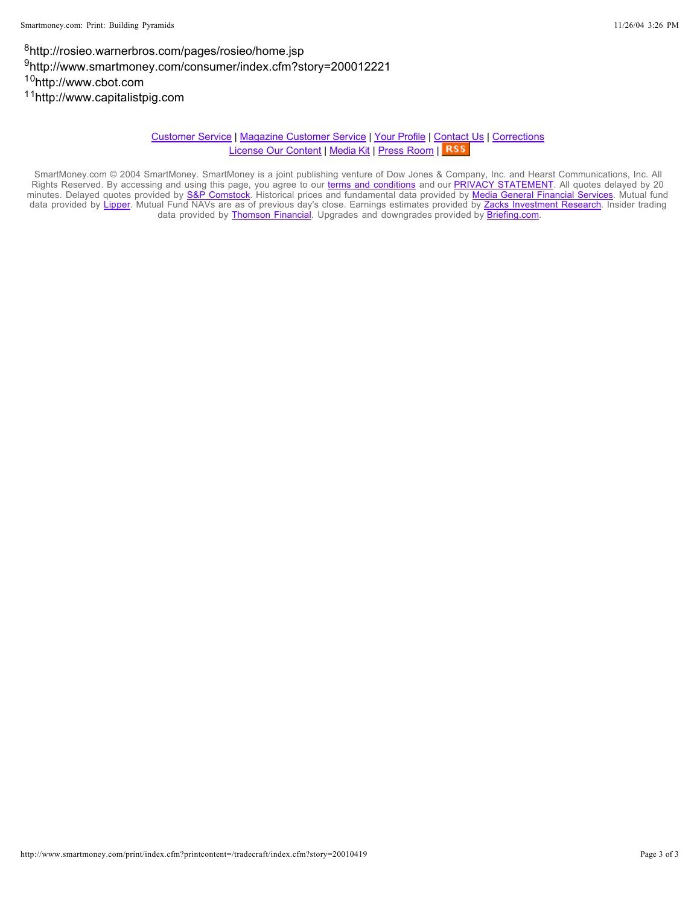[8]http://rosieo.warnerbros.com/pages/rosieo/home.jsp
[9]http://www.smartmoney.com/consumer/index.cfm?story=200012221
[10]http://www.cbot.com
[11]http://www.capitalistpig.com

Customer Service | Magazine Customer Service | Your Profile | Contact Us | Corrections
License Our Content | Media Kit | Press Room | RSS

SmartMoney.com © 2004 SmartMoney. SmartMoney is a joint publishing venture of Dow Jones & Company, Inc. and Hearst Communications, Inc. All Rights Reserved. By accessing and using this page, you agree to our terms and conditions and our PRIVACY STATEMENT. All quotes delayed by 20 minutes. Delayed quotes provided by S&P Comstock. Historical prices and fundamental data provided by Media General Financial Services. Mutual fund data provided by Lipper. Mutual Fund NAVs are as of previous day's close. Earnings estimates provided by Zacks Investment Research. Insider trading data provided by Thomson Financial. Upgrades and downgrades provided by Briefing.com.